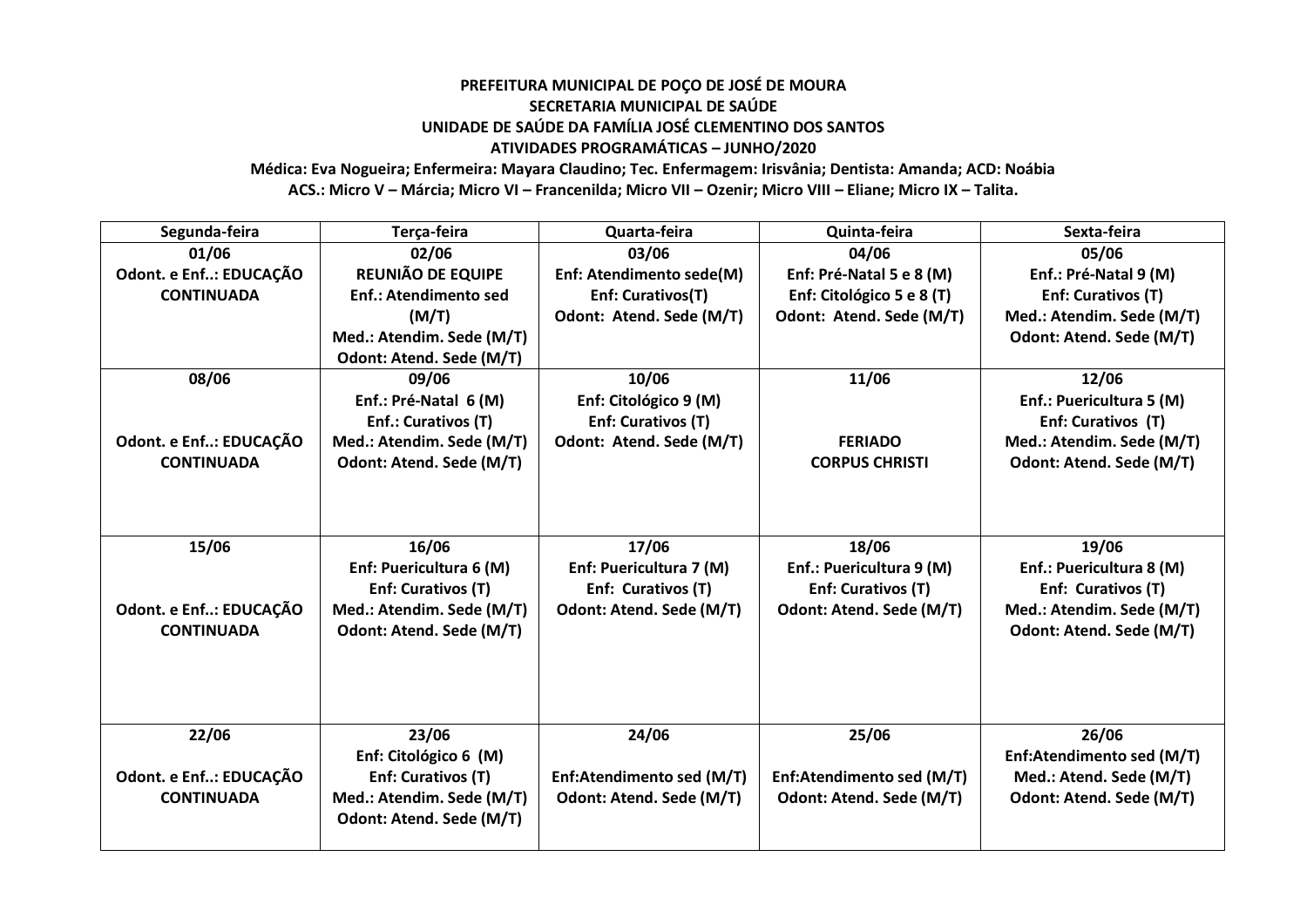**PREFEITURA MUNICIPAL DE POÇO DE JOSÉ DE MOURA**
**SECRETARIA MUNICIPAL DE SAÚDE**
**UNIDADE DE SAÚDE DA FAMÍLIA JOSÉ CLEMENTINO DOS SANTOS**
**ATIVIDADES PROGRAMÁTICAS – JUNHO/2020**
**Médica: Eva Nogueira; Enfermeira: Mayara Claudino; Tec. Enfermagem: Irisvânia; Dentista: Amanda; ACD: Noábia**
**ACS.: Micro V – Márcia; Micro VI – Francenilda; Micro VII – Ozenir; Micro VIII – Eliane; Micro IX – Talita.**

| Segunda-feira | Terça-feira | Quarta-feira | Quinta-feira | Sexta-feira |
|---|---|---|---|---|
| **01/06**<br>**Odont. e Enf..: EDUCAÇÃO CONTINUADA** | **02/06**<br>**REUNIÃO DE EQUIPE**<br>**Enf.: Atendimento sed (M/T)**<br>**Med.: Atendim. Sede (M/T)**<br>**Odont: Atend. Sede (M/T)** | **03/06**<br>**Enf: Atendimento sede(M)**<br>**Enf: Curativos(T)**<br>**Odont: Atend. Sede (M/T)** | **04/06**<br>**Enf: Pré-Natal 5 e 8 (M)**<br>**Enf: Citológico 5 e 8 (T)**<br>**Odont: Atend. Sede (M/T)** | **05/06**<br>**Enf.: Pré-Natal 9 (M)**<br>**Enf: Curativos (T)**<br>**Med.: Atendim. Sede (M/T)**<br>**Odont: Atend. Sede (M/T)** |
| **08/06**<br>**Odont. e Enf..: EDUCAÇÃO CONTINUADA** | **09/06**<br>**Enf.: Pré-Natal 6 (M)**<br>**Enf.: Curativos (T)**<br>**Med.: Atendim. Sede (M/T)**<br>**Odont: Atend. Sede (M/T)** | **10/06**<br>**Enf: Citológico 9 (M)**<br>**Enf: Curativos (T)**<br>**Odont: Atend. Sede (M/T)** | **11/06**<br>**FERIADO**<br>**CORPUS CHRISTI** | **12/06**<br>**Enf.: Puericultura 5 (M)**<br>**Enf: Curativos (T)**<br>**Med.: Atendim. Sede (M/T)**<br>**Odont: Atend. Sede (M/T)** |
| **15/06**<br>**Odont. e Enf..: EDUCAÇÃO CONTINUADA** | **16/06**<br>**Enf: Puericultura 6 (M)**<br>**Enf: Curativos (T)**<br>**Med.: Atendim. Sede (M/T)**<br>**Odont: Atend. Sede (M/T)** | **17/06**<br>**Enf: Puericultura 7 (M)**<br>**Enf: Curativos (T)**<br>**Odont: Atend. Sede (M/T)** | **18/06**<br>**Enf.: Puericultura 9 (M)**<br>**Enf: Curativos (T)**<br>**Odont: Atend. Sede (M/T)** | **19/06**<br>**Enf.: Puericultura 8 (M)**<br>**Enf: Curativos (T)**<br>**Med.: Atendim. Sede (M/T)**<br>**Odont: Atend. Sede (M/T)** |
| **22/06**<br>**Odont. e Enf..: EDUCAÇÃO CONTINUADA** | **23/06**<br>**Enf: Citológico 6 (M)**<br>**Enf: Curativos (T)**<br>**Med.: Atendim. Sede (M/T)**<br>**Odont: Atend. Sede (M/T)** | **24/06**<br>**Enf:Atendimento sed (M/T)**<br>**Odont: Atend. Sede (M/T)** | **25/06**<br>**Enf:Atendimento sed (M/T)**<br>**Odont: Atend. Sede (M/T)** | **26/06**<br>**Enf:Atendimento sed (M/T)**<br>**Med.: Atend. Sede (M/T)**<br>**Odont: Atend. Sede (M/T)** |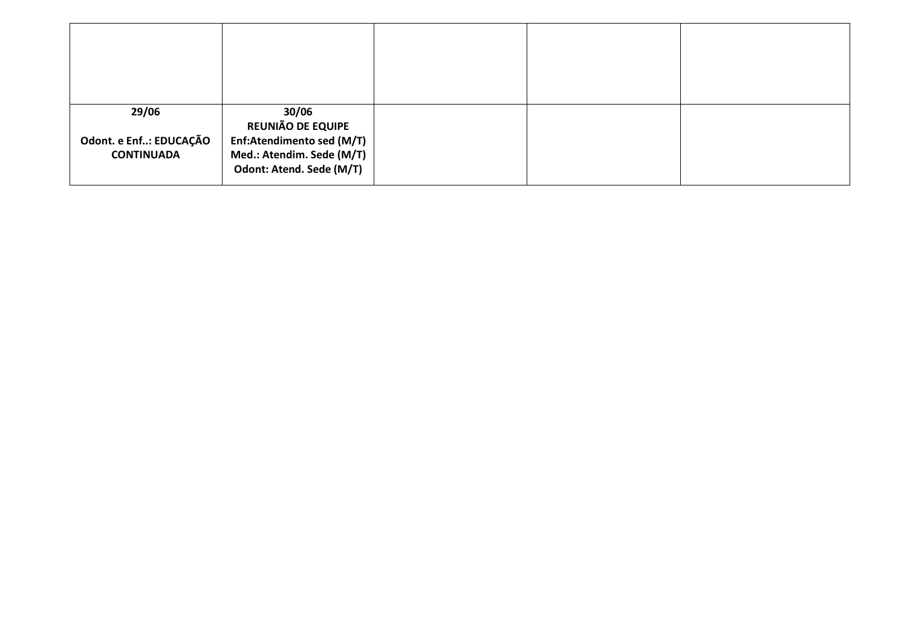| | | | | |
|---|---|---|---|---|
| | | | | |
| **29/06**<br><br>**Odont. e Enf..: EDUCAÇÃO CONTINUADA** | **30/06**<br>**REUNIÃO DE EQUIPE**<br>**Enf:Atendimento sed (M/T)**<br>**Med.: Atendim. Sede (M/T)**<br>**Odont: Atend. Sede (M/T)** | | | |